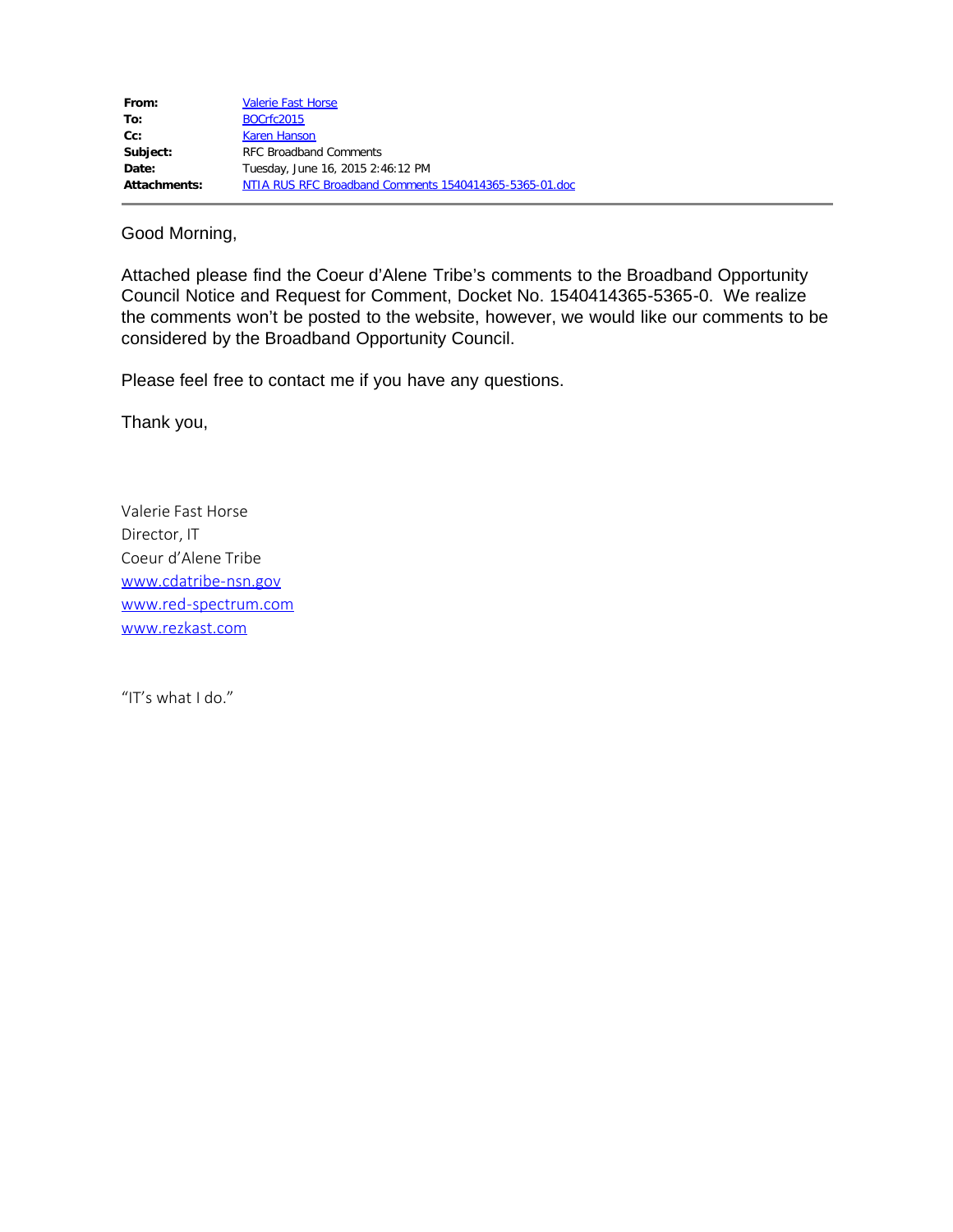| | |
|---|---|
| **From:** | Valerie Fast Horse |
| **To:** | BOCrfc2015 |
| **Cc:** | Karen Hanson |
| **Subject:** | RFC Broadband Comments |
| **Date:** | Tuesday, June 16, 2015 2:46:12 PM |
| **Attachments:** | NTIA RUS RFC Broadband Comments 1540414365-5365-01.doc |

Good Morning,

Attached please find the Coeur d'Alene Tribe's comments to the Broadband Opportunity Council Notice and Request for Comment, Docket No. 1540414365-5365-0. We realize the comments won't be posted to the website, however, we would like our comments to be considered by the Broadband Opportunity Council.

Please feel free to contact me if you have any questions.

Thank you,

Valerie Fast Horse
Director, IT
Coeur d'Alene Tribe
www.cdatribe-nsn.gov
www.red-spectrum.com
www.rezkast.com

"IT's what I do."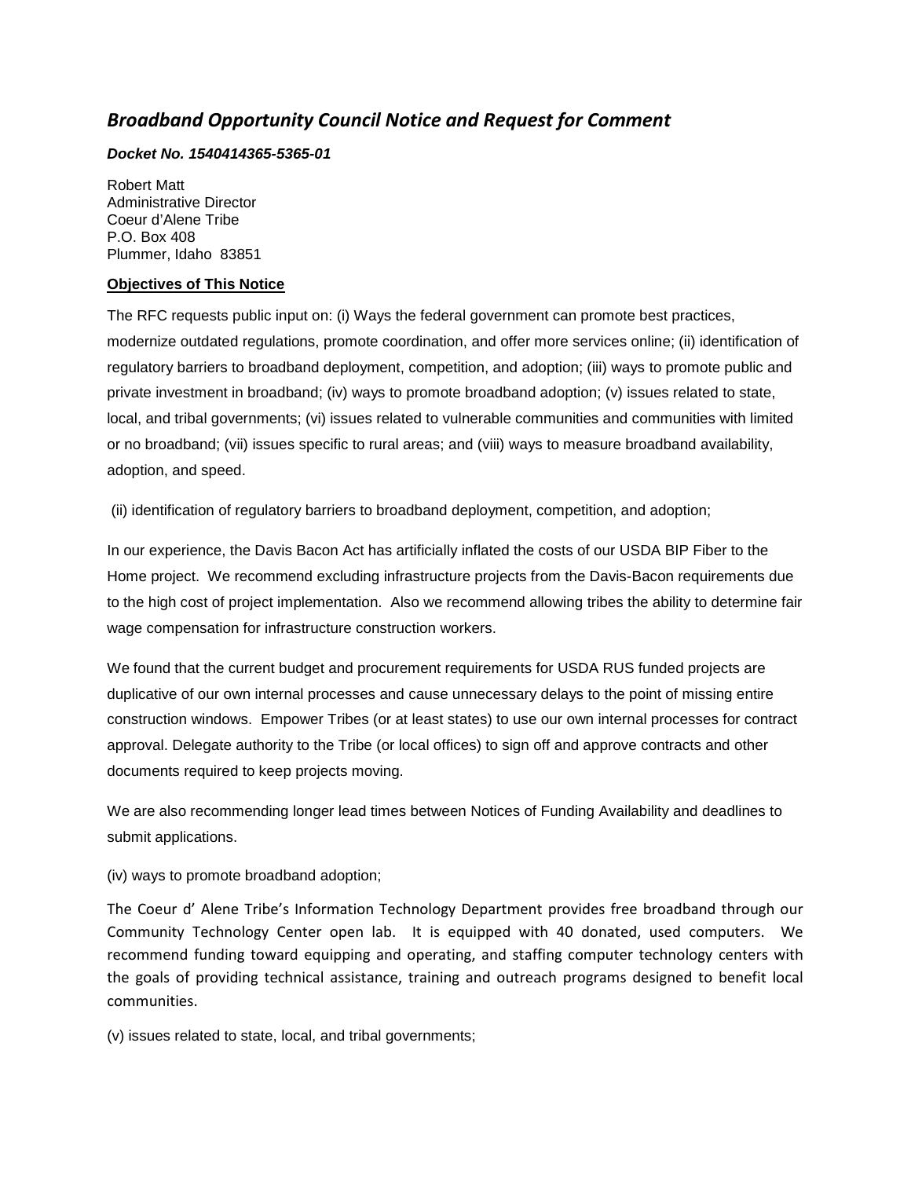## *Broadband Opportunity Council Notice and Request for Comment*

***Docket No. 1540414365-5365-01***

Robert Matt
Administrative Director
Coeur d'Alene Tribe
P.O. Box 408
Plummer, Idaho 83851

**Objectives of This Notice**

The RFC requests public input on: (i) Ways the federal government can promote best practices, modernize outdated regulations, promote coordination, and offer more services online; (ii) identification of regulatory barriers to broadband deployment, competition, and adoption; (iii) ways to promote public and private investment in broadband; (iv) ways to promote broadband adoption; (v) issues related to state, local, and tribal governments; (vi) issues related to vulnerable communities and communities with limited or no broadband; (vii) issues specific to rural areas; and (viii) ways to measure broadband availability, adoption, and speed.

(ii) identification of regulatory barriers to broadband deployment, competition, and adoption;

In our experience, the Davis Bacon Act has artificially inflated the costs of our USDA BIP Fiber to the Home project. We recommend excluding infrastructure projects from the Davis-Bacon requirements due to the high cost of project implementation. Also we recommend allowing tribes the ability to determine fair wage compensation for infrastructure construction workers.

We found that the current budget and procurement requirements for USDA RUS funded projects are duplicative of our own internal processes and cause unnecessary delays to the point of missing entire construction windows. Empower Tribes (or at least states) to use our own internal processes for contract approval. Delegate authority to the Tribe (or local offices) to sign off and approve contracts and other documents required to keep projects moving.

We are also recommending longer lead times between Notices of Funding Availability and deadlines to submit applications.

(iv) ways to promote broadband adoption;

The Coeur d' Alene Tribe's Information Technology Department provides free broadband through our Community Technology Center open lab. It is equipped with 40 donated, used computers. We recommend funding toward equipping and operating, and staffing computer technology centers with the goals of providing technical assistance, training and outreach programs designed to benefit local communities.

(v) issues related to state, local, and tribal governments;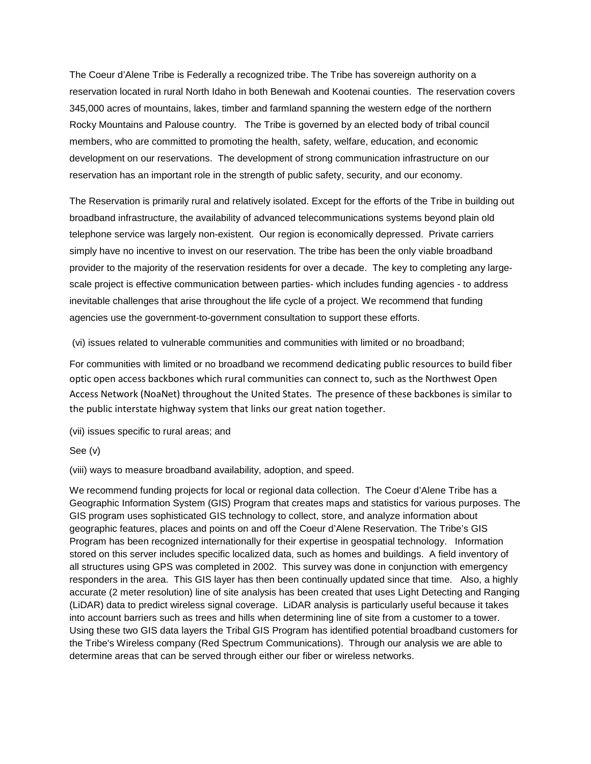The Coeur d'Alene Tribe is Federally a recognized tribe. The Tribe has sovereign authority on a reservation located in rural North Idaho in both Benewah and Kootenai counties. The reservation covers 345,000 acres of mountains, lakes, timber and farmland spanning the western edge of the northern Rocky Mountains and Palouse country. The Tribe is governed by an elected body of tribal council members, who are committed to promoting the health, safety, welfare, education, and economic development on our reservations. The development of strong communication infrastructure on our reservation has an important role in the strength of public safety, security, and our economy.

The Reservation is primarily rural and relatively isolated. Except for the efforts of the Tribe in building out broadband infrastructure, the availability of advanced telecommunications systems beyond plain old telephone service was largely non-existent. Our region is economically depressed. Private carriers simply have no incentive to invest on our reservation. The tribe has been the only viable broadband provider to the majority of the reservation residents for over a decade. The key to completing any large-scale project is effective communication between parties- which includes funding agencies - to address inevitable challenges that arise throughout the life cycle of a project. We recommend that funding agencies use the government-to-government consultation to support these efforts.

(vi) issues related to vulnerable communities and communities with limited or no broadband;

For communities with limited or no broadband we recommend dedicating public resources to build fiber optic open access backbones which rural communities can connect to, such as the Northwest Open Access Network (NoaNet) throughout the United States. The presence of these backbones is similar to the public interstate highway system that links our great nation together.

(vii) issues specific to rural areas; and

See (v)

(viii) ways to measure broadband availability, adoption, and speed.

We recommend funding projects for local or regional data collection. The Coeur d'Alene Tribe has a Geographic Information System (GIS) Program that creates maps and statistics for various purposes. The GIS program uses sophisticated GIS technology to collect, store, and analyze information about geographic features, places and points on and off the Coeur d'Alene Reservation. The Tribe's GIS Program has been recognized internationally for their expertise in geospatial technology. Information stored on this server includes specific localized data, such as homes and buildings. A field inventory of all structures using GPS was completed in 2002. This survey was done in conjunction with emergency responders in the area. This GIS layer has then been continually updated since that time. Also, a highly accurate (2 meter resolution) line of site analysis has been created that uses Light Detecting and Ranging (LiDAR) data to predict wireless signal coverage. LiDAR analysis is particularly useful because it takes into account barriers such as trees and hills when determining line of site from a customer to a tower. Using these two GIS data layers the Tribal GIS Program has identified potential broadband customers for the Tribe's Wireless company (Red Spectrum Communications). Through our analysis we are able to determine areas that can be served through either our fiber or wireless networks.